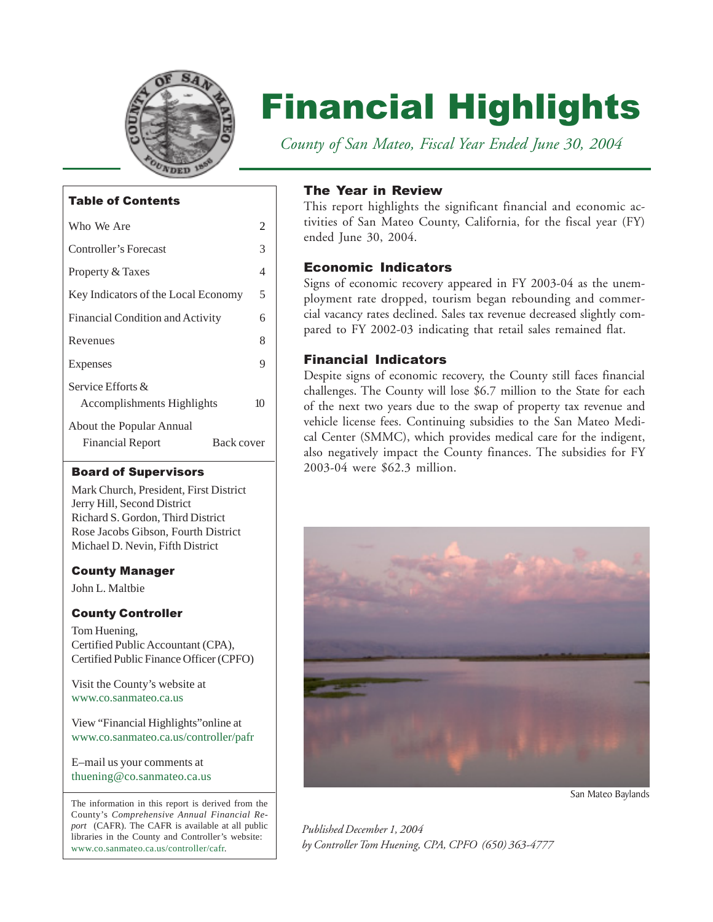# Financial Highlights

*County of San Mateo, Fiscal Year Ended June 30, 2004*

## The Year in Review

This report highlights the significant financial and economic activities of San Mateo County, California, for the fiscal year (FY) ended June 30, 2004.

## Economic Indicators

Signs of economic recovery appeared in FY 2003-04 as the unemployment rate dropped, tourism began rebounding and commercial vacancy rates declined. Sales tax revenue decreased slightly compared to FY 2002-03 indicating that retail sales remained flat.

## Financial Indicators

Despite signs of economic recovery, the County still faces financial challenges. The County will lose \$6.7 million to the State for each of the next two years due to the swap of property tax revenue and vehicle license fees. Continuing subsidies to the San Mateo Medical Center (SMMC), which provides medical care for the indigent, also negatively impact the County finances. The subsidies for FY 2003-04 were \$62.3 million.

San Mateo Baylands

*Published December 1, 2004*
*by Controller Tom Huening, CPA, CPFO (650) 363-4777*

### Table of Contents

| | |
|---|---|
| Who We Are | 2 |
| Controller's Forecast | 3 |
| Property & Taxes | 4 |
| Key Indicators of the Local Economy | 5 |
| Financial Condition and Activity | 6 |
| Revenues | 8 |
| Expenses | 9 |
| Service Efforts & Accomplishments Highlights | 10 |
| About the Popular Annual Financial Report | Back cover |

### Board of Supervisors

Mark Church, President, First District
Jerry Hill, Second District
Richard S. Gordon, Third District
Rose Jacobs Gibson, Fourth District
Michael D. Nevin, Fifth District

### County Manager

John L. Maltbie

### County Controller

Tom Huening,
Certified Public Accountant (CPA),
Certified Public Finance Officer (CPFO)

Visit the County's website at
www.co.sanmateo.ca.us

View "Financial Highlights" online at
www.co.sanmateo.ca.us/controller/pafr

E–mail us your comments at
thuening@co.sanmateo.ca.us

The information in this report is derived from the County's *Comprehensive Annual Financial Report* (CAFR). The CAFR is available at all public libraries in the County and Controller's website: www.co.sanmateo.ca.us/controller/cafr.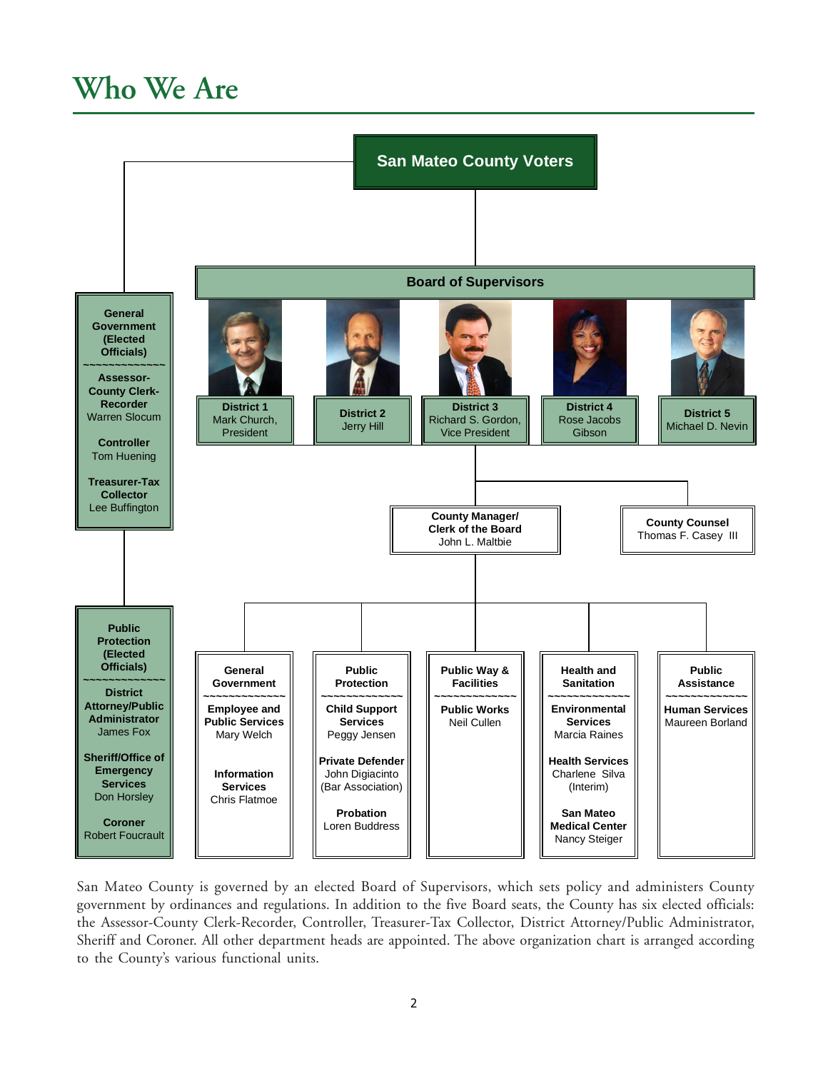# Who We Are

**San Mateo County Voters**

**Board of Supervisors**

- **District 1** Mark Church, President
- **District 2** Jerry Hill
- **District 3** Richard S. Gordon, Vice President
- **District 4** Rose Jacobs Gibson
- **District 5** Michael D. Nevin

**County Manager/ Clerk of the Board**
John L. Maltbie

**County Counsel**
Thomas F. Casey III

**General Government (Elected Officials)**

- **Assessor-County Clerk-Recorder** Warren Slocum
- **Controller** Tom Huening
- **Treasurer-Tax Collector** Lee Buffington

**Public Protection (Elected Officials)**

- **District Attorney/Public Administrator** James Fox
- **Sheriff/Office of Emergency Services** Don Horsley
- **Coroner** Robert Foucrault

**General Government**

- **Employee and Public Services** Mary Welch
- **Information Services** Chris Flatmoe

**Public Protection**

- **Child Support Services** Peggy Jensen
- **Private Defender** John Digiacinto (Bar Association)
- **Probation** Loren Buddress

**Public Way & Facilities**

- **Public Works** Neil Cullen

**Health and Sanitation**

- **Environmental Services** Marcia Raines
- **Health Services** Charlene Silva (Interim)
- **San Mateo Medical Center** Nancy Steiger

**Public Assistance**

- **Human Services** Maureen Borland

San Mateo County is governed by an elected Board of Supervisors, which sets policy and administers County government by ordinances and regulations. In addition to the five Board seats, the County has six elected officials: the Assessor-County Clerk-Recorder, Controller, Treasurer-Tax Collector, District Attorney/Public Administrator, Sheriff and Coroner. All other department heads are appointed. The above organization chart is arranged according to the County's various functional units.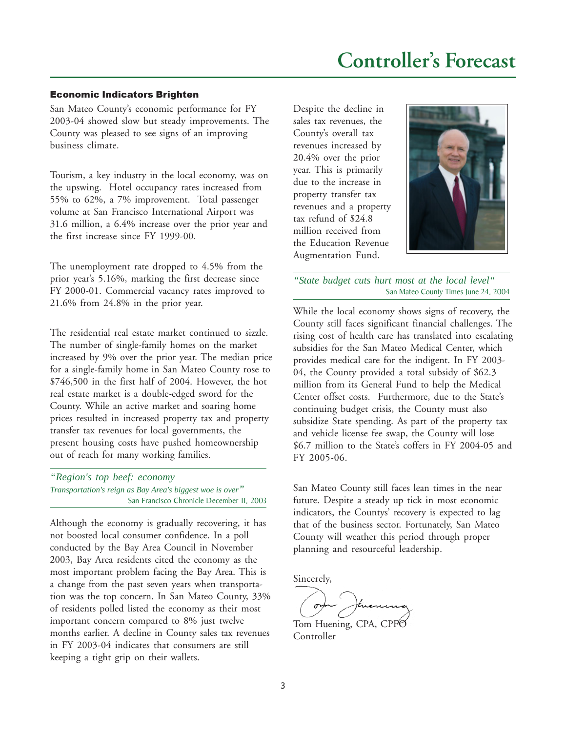# Controller's Forecast

### Economic Indicators Brighten

San Mateo County's economic performance for FY 2003-04 showed slow but steady improvements. The County was pleased to see signs of an improving business climate.

Tourism, a key industry in the local economy, was on the upswing. Hotel occupancy rates increased from 55% to 62%, a 7% improvement. Total passenger volume at San Francisco International Airport was 31.6 million, a 6.4% increase over the prior year and the first increase since FY 1999-00.

The unemployment rate dropped to 4.5% from the prior year's 5.16%, marking the first decrease since FY 2000-01. Commercial vacancy rates improved to 21.6% from 24.8% in the prior year.

The residential real estate market continued to sizzle. The number of single-family homes on the market increased by 9% over the prior year. The median price for a single-family home in San Mateo County rose to $746,500 in the first half of 2004. However, the hot real estate market is a double-edged sword for the County. While an active market and soaring home prices resulted in increased property tax and property transfer tax revenues for local governments, the present housing costs have pushed homeownership out of reach for many working families.

> *"Region's top beef: economy*
> *Transportation's reign as Bay Area's biggest woe is over"*
> San Francisco Chronicle December 11, 2003

Although the economy is gradually recovering, it has not boosted local consumer confidence. In a poll conducted by the Bay Area Council in November 2003, Bay Area residents cited the economy as the most important problem facing the Bay Area. This is a change from the past seven years when transportation was the top concern. In San Mateo County, 33% of residents polled listed the economy as their most important concern compared to 8% just twelve months earlier. A decline in County sales tax revenues in FY 2003-04 indicates that consumers are still keeping a tight grip on their wallets.

Despite the decline in sales tax revenues, the County's overall tax revenues increased by 20.4% over the prior year. This is primarily due to the increase in property transfer tax revenues and a property tax refund of $24.8 million received from the Education Revenue Augmentation Fund.

> *"State budget cuts hurt most at the local level"*
> San Mateo County Times June 24, 2004

While the local economy shows signs of recovery, the County still faces significant financial challenges. The rising cost of health care has translated into escalating subsidies for the San Mateo Medical Center, which provides medical care for the indigent. In FY 2003-04, the County provided a total subsidy of $62.3 million from its General Fund to help the Medical Center offset costs. Furthermore, due to the State's continuing budget crisis, the County must also subsidize State spending. As part of the property tax and vehicle license fee swap, the County will lose $6.7 million to the State's coffers in FY 2004-05 and FY 2005-06.

San Mateo County still faces lean times in the near future. Despite a steady up tick in most economic indicators, the Countys' recovery is expected to lag that of the business sector. Fortunately, San Mateo County will weather this period through proper planning and resourceful leadership.

Sincerely,

Tom Huening, CPA, CPFO
Controller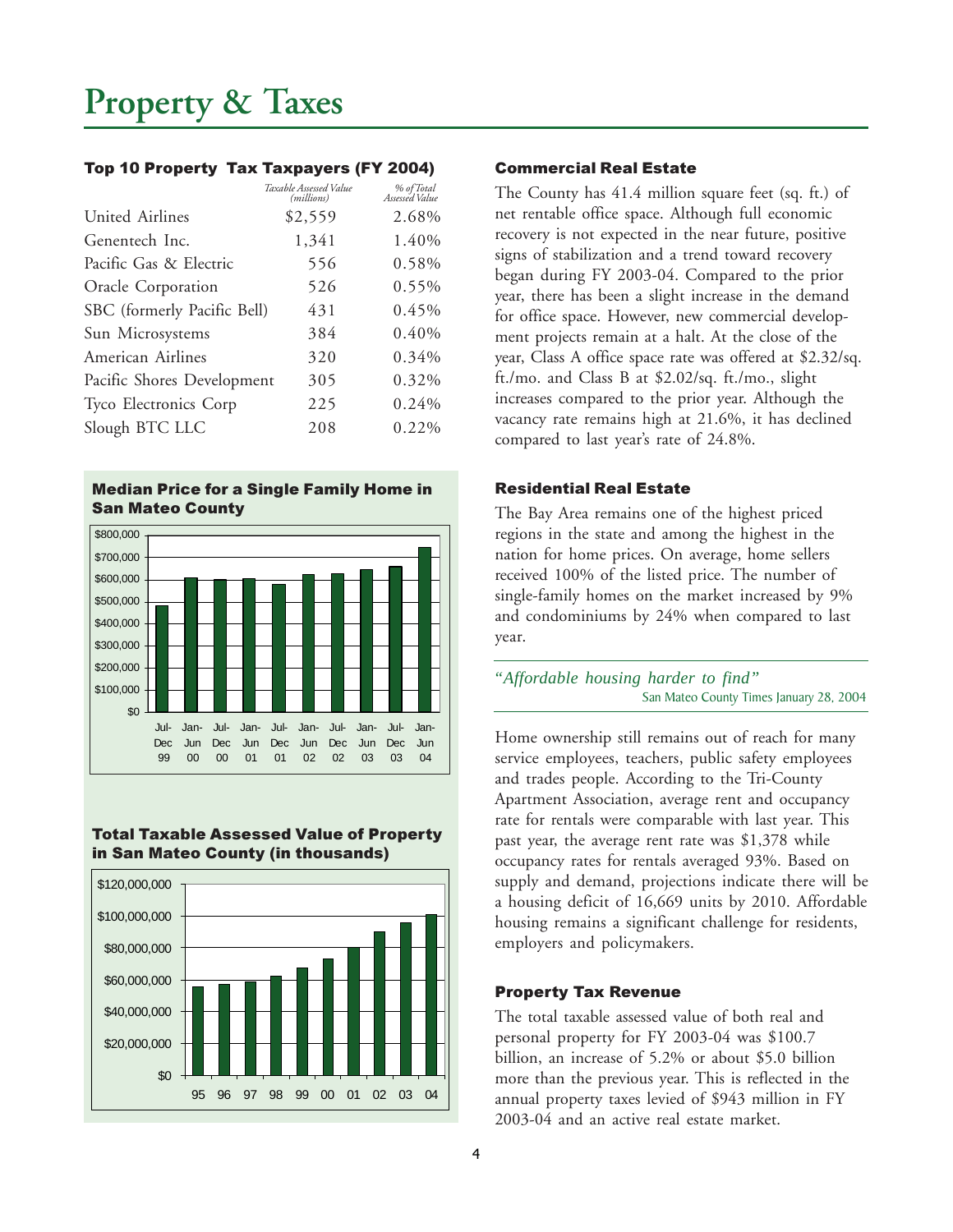# Property & Taxes

### Top 10 Property Tax Taxpayers (FY 2004)

| | *Taxable Assessed Value (millions)* | *% of Total Assessed Value* |
|---|---|---|
| United Airlines | $2,559 | 2.68% |
| Genentech Inc. | 1,341 | 1.40% |
| Pacific Gas & Electric | 556 | 0.58% |
| Oracle Corporation | 526 | 0.55% |
| SBC (formerly Pacific Bell) | 431 | 0.45% |
| Sun Microsystems | 384 | 0.40% |
| American Airlines | 320 | 0.34% |
| Pacific Shores Development | 305 | 0.32% |
| Tyco Electronics Corp | 225 | 0.24% |
| Slough BTC LLC | 208 | 0.22% |

### Median Price for a Single Family Home in San Mateo County

### Total Taxable Assessed Value of Property in San Mateo County (in thousands)

### Commercial Real Estate

The County has 41.4 million square feet (sq. ft.) of net rentable office space. Although full economic recovery is not expected in the near future, positive signs of stabilization and a trend toward recovery began during FY 2003-04. Compared to the prior year, there has been a slight increase in the demand for office space. However, new commercial development projects remain at a halt. At the close of the year, Class A office space rate was offered at $2.32/sq. ft./mo. and Class B at $2.02/sq. ft./mo., slight increases compared to the prior year. Although the vacancy rate remains high at 21.6%, it has declined compared to last year's rate of 24.8%.

### Residential Real Estate

The Bay Area remains one of the highest priced regions in the state and among the highest in the nation for home prices. On average, home sellers received 100% of the listed price. The number of single-family homes on the market increased by 9% and condominiums by 24% when compared to last year.

> *"Affordable housing harder to find"*
>
> San Mateo County Times January 28, 2004

Home ownership still remains out of reach for many service employees, teachers, public safety employees and trades people. According to the Tri-County Apartment Association, average rent and occupancy rate for rentals were comparable with last year. This past year, the average rent rate was $1,378 while occupancy rates for rentals averaged 93%. Based on supply and demand, projections indicate there will be a housing deficit of 16,669 units by 2010. Affordable housing remains a significant challenge for residents, employers and policymakers.

### Property Tax Revenue

The total taxable assessed value of both real and personal property for FY 2003-04 was $100.7 billion, an increase of 5.2% or about $5.0 billion more than the previous year. This is reflected in the annual property taxes levied of $943 million in FY 2003-04 and an active real estate market.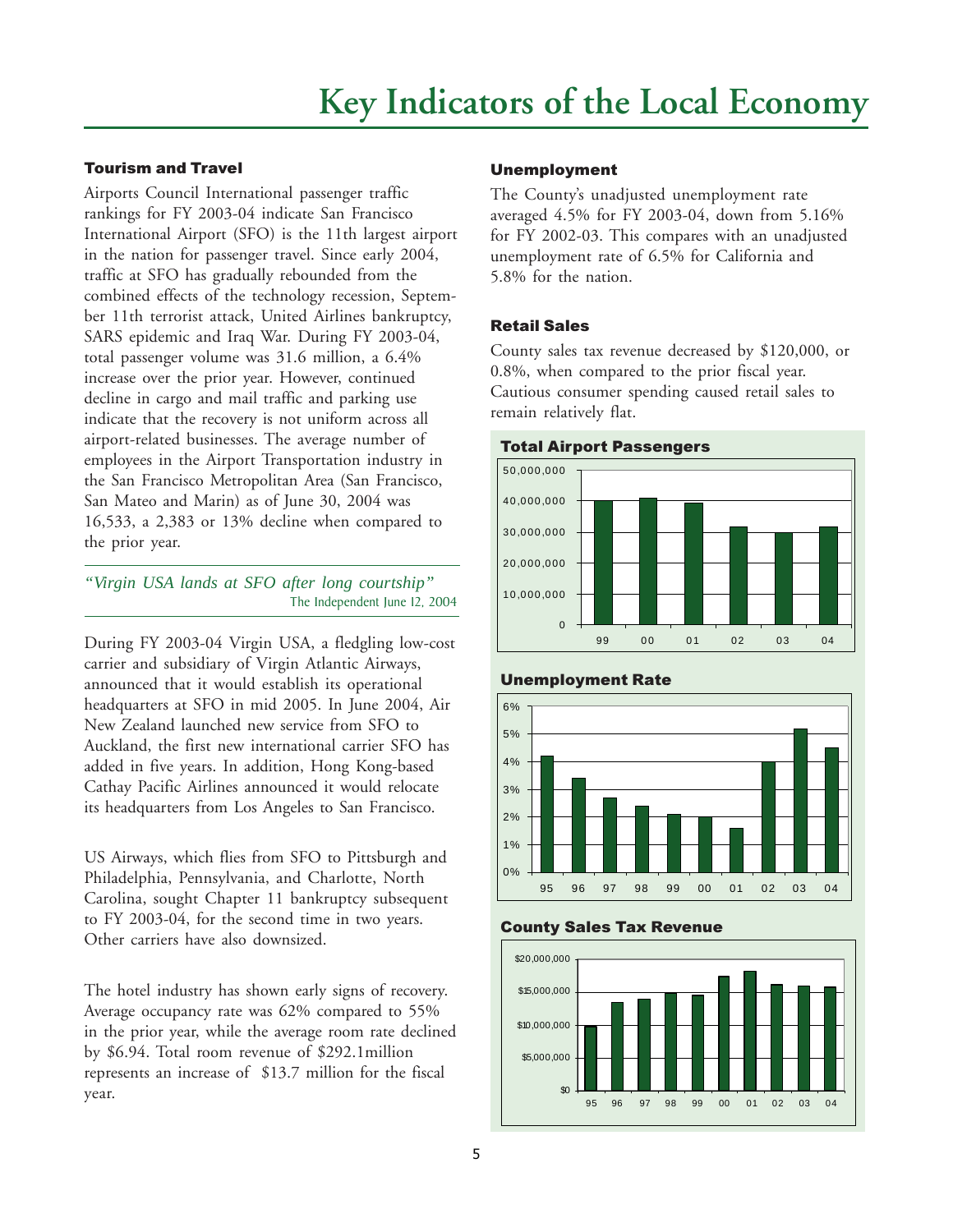# Key Indicators of the Local Economy

### Tourism and Travel

Airports Council International passenger traffic rankings for FY 2003-04 indicate San Francisco International Airport (SFO) is the 11th largest airport in the nation for passenger travel. Since early 2004, traffic at SFO has gradually rebounded from the combined effects of the technology recession, September 11th terrorist attack, United Airlines bankruptcy, SARS epidemic and Iraq War. During FY 2003-04, total passenger volume was 31.6 million, a 6.4% increase over the prior year. However, continued decline in cargo and mail traffic and parking use indicate that the recovery is not uniform across all airport-related businesses. The average number of employees in the Airport Transportation industry in the San Francisco Metropolitan Area (San Francisco, San Mateo and Marin) as of June 30, 2004 was 16,533, a 2,383 or 13% decline when compared to the prior year.

*"Virgin USA lands at SFO after long courtship"*
The Independent June 12, 2004

During FY 2003-04 Virgin USA, a fledgling low-cost carrier and subsidiary of Virgin Atlantic Airways, announced that it would establish its operational headquarters at SFO in mid 2005. In June 2004, Air New Zealand launched new service from SFO to Auckland, the first new international carrier SFO has added in five years. In addition, Hong Kong-based Cathay Pacific Airlines announced it would relocate its headquarters from Los Angeles to San Francisco.

US Airways, which flies from SFO to Pittsburgh and Philadelphia, Pennsylvania, and Charlotte, North Carolina, sought Chapter 11 bankruptcy subsequent to FY 2003-04, for the second time in two years. Other carriers have also downsized.

The hotel industry has shown early signs of recovery. Average occupancy rate was 62% compared to 55% in the prior year, while the average room rate declined by $6.94. Total room revenue of $292.1million represents an increase of $13.7 million for the fiscal year.

### Unemployment

The County's unadjusted unemployment rate averaged 4.5% for FY 2003-04, down from 5.16% for FY 2002-03. This compares with an unadjusted unemployment rate of 6.5% for California and 5.8% for the nation.

### Retail Sales

County sales tax revenue decreased by $120,000, or 0.8%, when compared to the prior fiscal year. Cautious consumer spending caused retail sales to remain relatively flat.

**Total Airport Passengers**

**Unemployment Rate**

**County Sales Tax Revenue**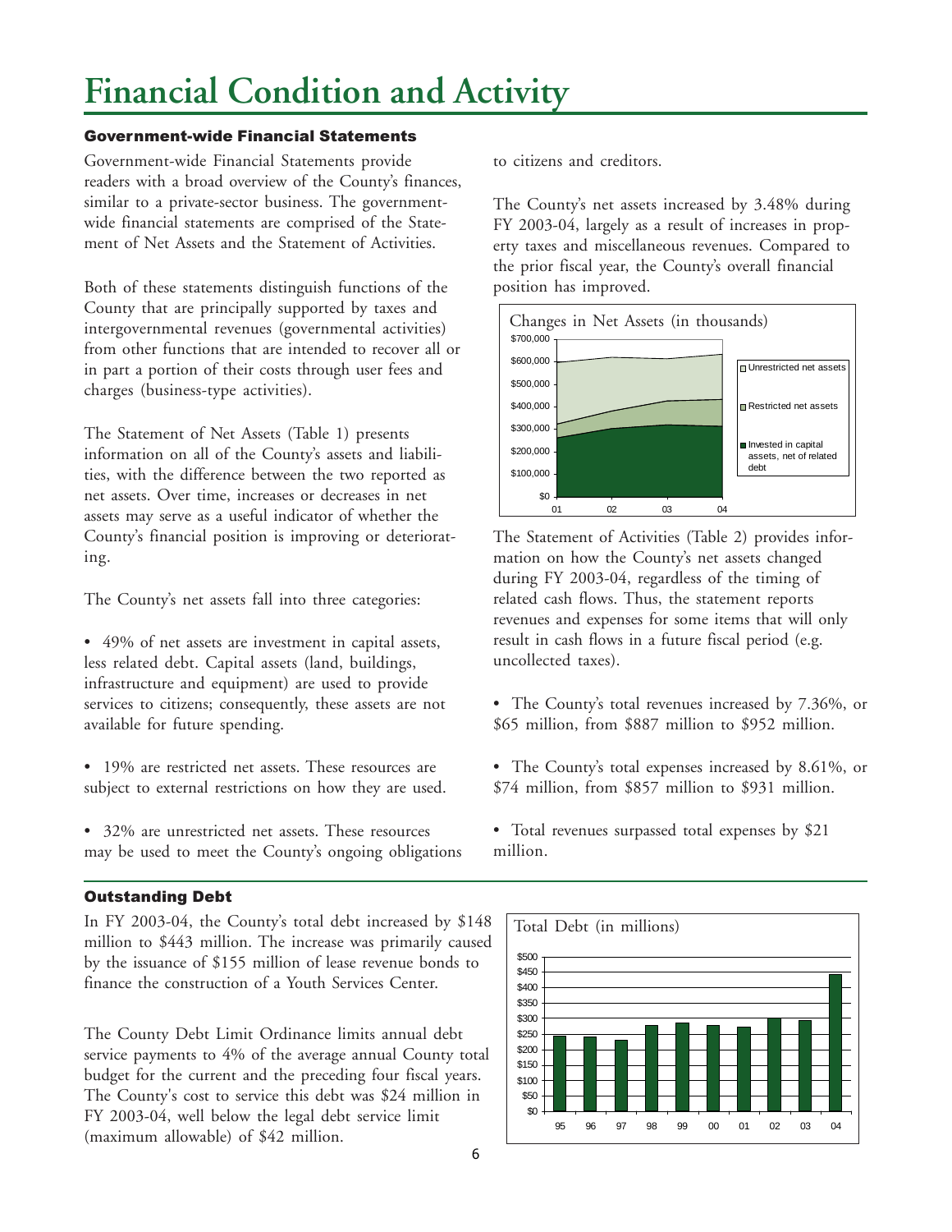# Financial Condition and Activity

### Government-wide Financial Statements

Government-wide Financial Statements provide readers with a broad overview of the County's finances, similar to a private-sector business. The government-wide financial statements are comprised of the Statement of Net Assets and the Statement of Activities.

Both of these statements distinguish functions of the County that are principally supported by taxes and intergovernmental revenues (governmental activities) from other functions that are intended to recover all or in part a portion of their costs through user fees and charges (business-type activities).

The Statement of Net Assets (Table 1) presents information on all of the County's assets and liabilities, with the difference between the two reported as net assets. Over time, increases or decreases in net assets may serve as a useful indicator of whether the County's financial position is improving or deteriorating.

The County's net assets fall into three categories:

- 49% of net assets are investment in capital assets, less related debt. Capital assets (land, buildings, infrastructure and equipment) are used to provide services to citizens; consequently, these assets are not available for future spending.

- 19% are restricted net assets. These resources are subject to external restrictions on how they are used.

- 32% are unrestricted net assets. These resources may be used to meet the County's ongoing obligations to citizens and creditors.

The County's net assets increased by 3.48% during FY 2003-04, largely as a result of increases in property taxes and miscellaneous revenues. Compared to the prior fiscal year, the County's overall financial position has improved.

Changes in Net Assets (in thousands)

The Statement of Activities (Table 2) provides information on how the County's net assets changed during FY 2003-04, regardless of the timing of related cash flows. Thus, the statement reports revenues and expenses for some items that will only result in cash flows in a future fiscal period (e.g. uncollected taxes).

- The County's total revenues increased by 7.36%, or \$65 million, from \$887 million to \$952 million.

- The County's total expenses increased by 8.61%, or \$74 million, from \$857 million to \$931 million.

- Total revenues surpassed total expenses by \$21 million.

### Outstanding Debt

In FY 2003-04, the County's total debt increased by \$148 million to \$443 million. The increase was primarily caused by the issuance of \$155 million of lease revenue bonds to finance the construction of a Youth Services Center.

The County Debt Limit Ordinance limits annual debt service payments to 4% of the average annual County total budget for the current and the preceding four fiscal years. The County's cost to service this debt was \$24 million in FY 2003-04, well below the legal debt service limit (maximum allowable) of \$42 million.

Total Debt (in millions)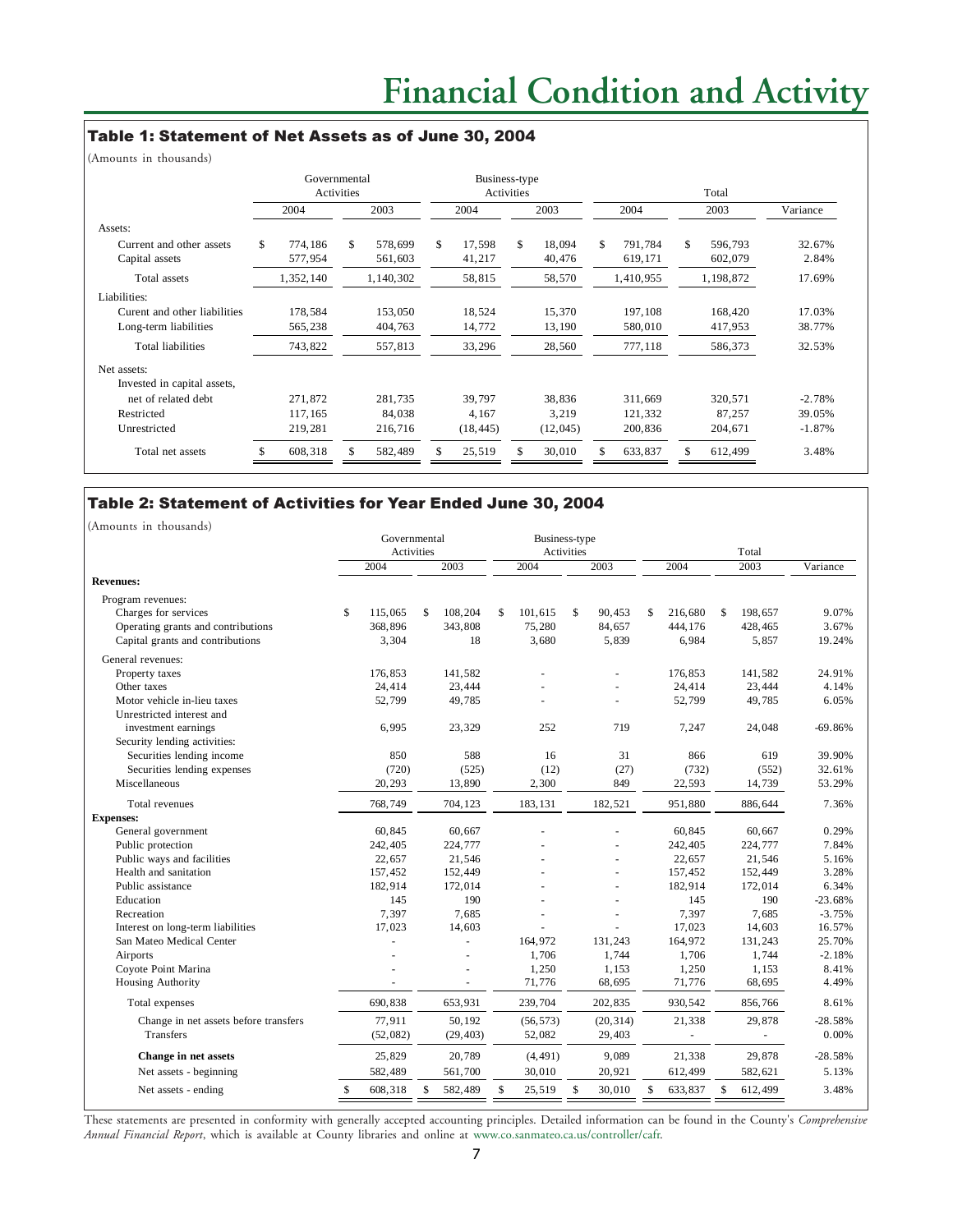# Financial Condition and Activity

## Table 1: Statement of Net Assets as of June 30, 2004

(Amounts in thousands)

| | Governmental Activities | | Business-type Activities | | Total | | |
|---|---|---|---|---|---|---|---|
| | 2004 | 2003 | 2004 | 2003 | 2004 | 2003 | Variance |
| Assets: | | | | | | | |
| Current and other assets | $ 774,186 | $ 578,699 | $ 17,598 | $ 18,094 | $ 791,784 | $ 596,793 | 32.67% |
| Capital assets | 577,954 | 561,603 | 41,217 | 40,476 | 619,171 | 602,079 | 2.84% |
| Total assets | 1,352,140 | 1,140,302 | 58,815 | 58,570 | 1,410,955 | 1,198,872 | 17.69% |
| Liabilities: | | | | | | | |
| Curent and other liabilities | 178,584 | 153,050 | 18,524 | 15,370 | 197,108 | 168,420 | 17.03% |
| Long-term liabilities | 565,238 | 404,763 | 14,772 | 13,190 | 580,010 | 417,953 | 38.77% |
| Total liabilities | 743,822 | 557,813 | 33,296 | 28,560 | 777,118 | 586,373 | 32.53% |
| Net assets: | | | | | | | |
| Invested in capital assets, net of related debt | 271,872 | 281,735 | 39,797 | 38,836 | 311,669 | 320,571 | -2.78% |
| Restricted | 117,165 | 84,038 | 4,167 | 3,219 | 121,332 | 87,257 | 39.05% |
| Unrestricted | 219,281 | 216,716 | (18,445) | (12,045) | 200,836 | 204,671 | -1.87% |
| Total net assets | $ 608,318 | $ 582,489 | $ 25,519 | $ 30,010 | $ 633,837 | $ 612,499 | 3.48% |

## Table 2: Statement of Activities for Year Ended June 30, 2004

(Amounts in thousands)

| | Governmental Activities | | Business-type Activities | | Total | | |
|---|---|---|---|---|---|---|---|
| | 2004 | 2003 | 2004 | 2003 | 2004 | 2003 | Variance |
| **Revenues:** | | | | | | | |
| Program revenues: | | | | | | | |
| Charges for services | $ 115,065 | $ 108,204 | $ 101,615 | $ 90,453 | $ 216,680 | $ 198,657 | 9.07% |
| Operating grants and contributions | 368,896 | 343,808 | 75,280 | 84,657 | 444,176 | 428,465 | 3.67% |
| Capital grants and contributions | 3,304 | 18 | 3,680 | 5,839 | 6,984 | 5,857 | 19.24% |
| General revenues: | | | | | | | |
| Property taxes | 176,853 | 141,582 | - | - | 176,853 | 141,582 | 24.91% |
| Other taxes | 24,414 | 23,444 | - | - | 24,414 | 23,444 | 4.14% |
| Motor vehicle in-lieu taxes | 52,799 | 49,785 | - | - | 52,799 | 49,785 | 6.05% |
| Unrestricted interest and investment earnings | 6,995 | 23,329 | 252 | 719 | 7,247 | 24,048 | -69.86% |
| Security lending activities: | | | | | | | |
| Securities lending income | 850 | 588 | 16 | 31 | 866 | 619 | 39.90% |
| Securities lending expenses | (720) | (525) | (12) | (27) | (732) | (552) | 32.61% |
| Miscellaneous | 20,293 | 13,890 | 2,300 | 849 | 22,593 | 14,739 | 53.29% |
| Total revenues | 768,749 | 704,123 | 183,131 | 182,521 | 951,880 | 886,644 | 7.36% |
| **Expenses:** | | | | | | | |
| General government | 60,845 | 60,667 | - | - | 60,845 | 60,667 | 0.29% |
| Public protection | 242,405 | 224,777 | - | - | 242,405 | 224,777 | 7.84% |
| Public ways and facilities | 22,657 | 21,546 | - | - | 22,657 | 21,546 | 5.16% |
| Health and sanitation | 157,452 | 152,449 | - | - | 157,452 | 152,449 | 3.28% |
| Public assistance | 182,914 | 172,014 | - | - | 182,914 | 172,014 | 6.34% |
| Education | 145 | 190 | - | - | 145 | 190 | -23.68% |
| Recreation | 7,397 | 7,685 | - | - | 7,397 | 7,685 | -3.75% |
| Interest on long-term liabilities | 17,023 | 14,603 | - | - | 17,023 | 14,603 | 16.57% |
| San Mateo Medical Center | - | - | 164,972 | 131,243 | 164,972 | 131,243 | 25.70% |
| Airports | - | - | 1,706 | 1,744 | 1,706 | 1,744 | -2.18% |
| Coyote Point Marina | - | - | 1,250 | 1,153 | 1,250 | 1,153 | 8.41% |
| Housing Authority | - | - | 71,776 | 68,695 | 71,776 | 68,695 | 4.49% |
| Total expenses | 690,838 | 653,931 | 239,704 | 202,835 | 930,542 | 856,766 | 8.61% |
| Change in net assets before transfers | 77,911 | 50,192 | (56,573) | (20,314) | 21,338 | 29,878 | -28.58% |
| Transfers | (52,082) | (29,403) | 52,082 | 29,403 | - | - | 0.00% |
| **Change in net assets** | 25,829 | 20,789 | (4,491) | 9,089 | 21,338 | 29,878 | -28.58% |
| Net assets - beginning | 582,489 | 561,700 | 30,010 | 20,921 | 612,499 | 582,621 | 5.13% |
| Net assets - ending | $ 608,318 | $ 582,489 | $ 25,519 | $ 30,010 | $ 633,837 | $ 612,499 | 3.48% |

These statements are presented in conformity with generally accepted accounting principles. Detailed information can be found in the County's *Comprehensive Annual Financial Report*, which is available at County libraries and online at www.co.sanmateo.ca.us/controller/cafr.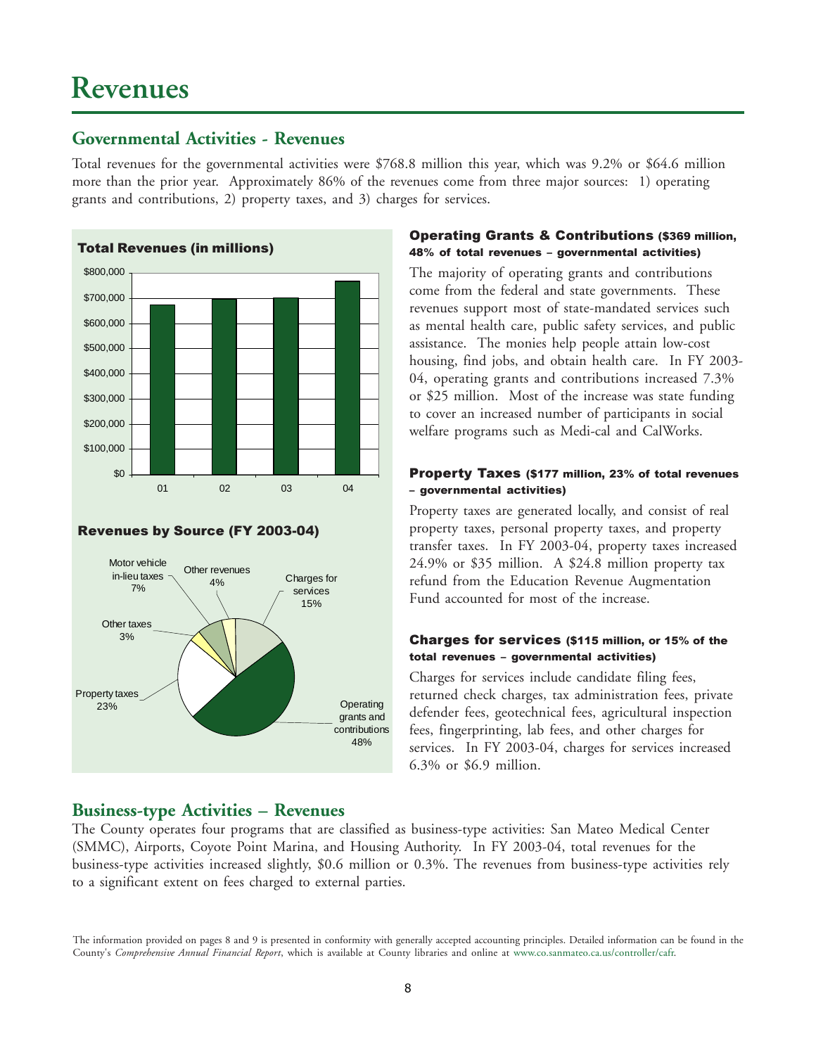# Revenues

## Governmental Activities - Revenues

Total revenues for the governmental activities were $768.8 million this year, which was 9.2% or $64.6 million more than the prior year. Approximately 86% of the revenues come from three major sources: 1) operating grants and contributions, 2) property taxes, and 3) charges for services.

**Total Revenues (in millions)**

**Revenues by Source (FY 2003-04)**

| Source | Percent |
|---|---|
| Operating grants and contributions | 48% |
| Property taxes | 23% |
| Charges for services | 15% |
| Motor vehicle in-lieu taxes | 7% |
| Other revenues | 4% |
| Other taxes | 3% |

### Operating Grants & Contributions ($369 million, 48% of total revenues – governmental activities)

The majority of operating grants and contributions come from the federal and state governments. These revenues support most of state-mandated services such as mental health care, public safety services, and public assistance. The monies help people attain low-cost housing, find jobs, and obtain health care. In FY 2003-04, operating grants and contributions increased 7.3% or $25 million. Most of the increase was state funding to cover an increased number of participants in social welfare programs such as Medi-cal and CalWorks.

### Property Taxes ($177 million, 23% of total revenues – governmental activities)

Property taxes are generated locally, and consist of real property taxes, personal property taxes, and property transfer taxes. In FY 2003-04, property taxes increased 24.9% or $35 million. A $24.8 million property tax refund from the Education Revenue Augmentation Fund accounted for most of the increase.

### Charges for services ($115 million, or 15% of the total revenues – governmental activities)

Charges for services include candidate filing fees, returned check charges, tax administration fees, private defender fees, geotechnical fees, agricultural inspection fees, fingerprinting, lab fees, and other charges for services. In FY 2003-04, charges for services increased 6.3% or $6.9 million.

## Business-type Activities – Revenues

The County operates four programs that are classified as business-type activities: San Mateo Medical Center (SMMC), Airports, Coyote Point Marina, and Housing Authority. In FY 2003-04, total revenues for the business-type activities increased slightly, $0.6 million or 0.3%. The revenues from business-type activities rely to a significant extent on fees charged to external parties.

The information provided on pages 8 and 9 is presented in conformity with generally accepted accounting principles. Detailed information can be found in the County's *Comprehensive Annual Financial Report*, which is available at County libraries and online at www.co.sanmateo.ca.us/controller/cafr.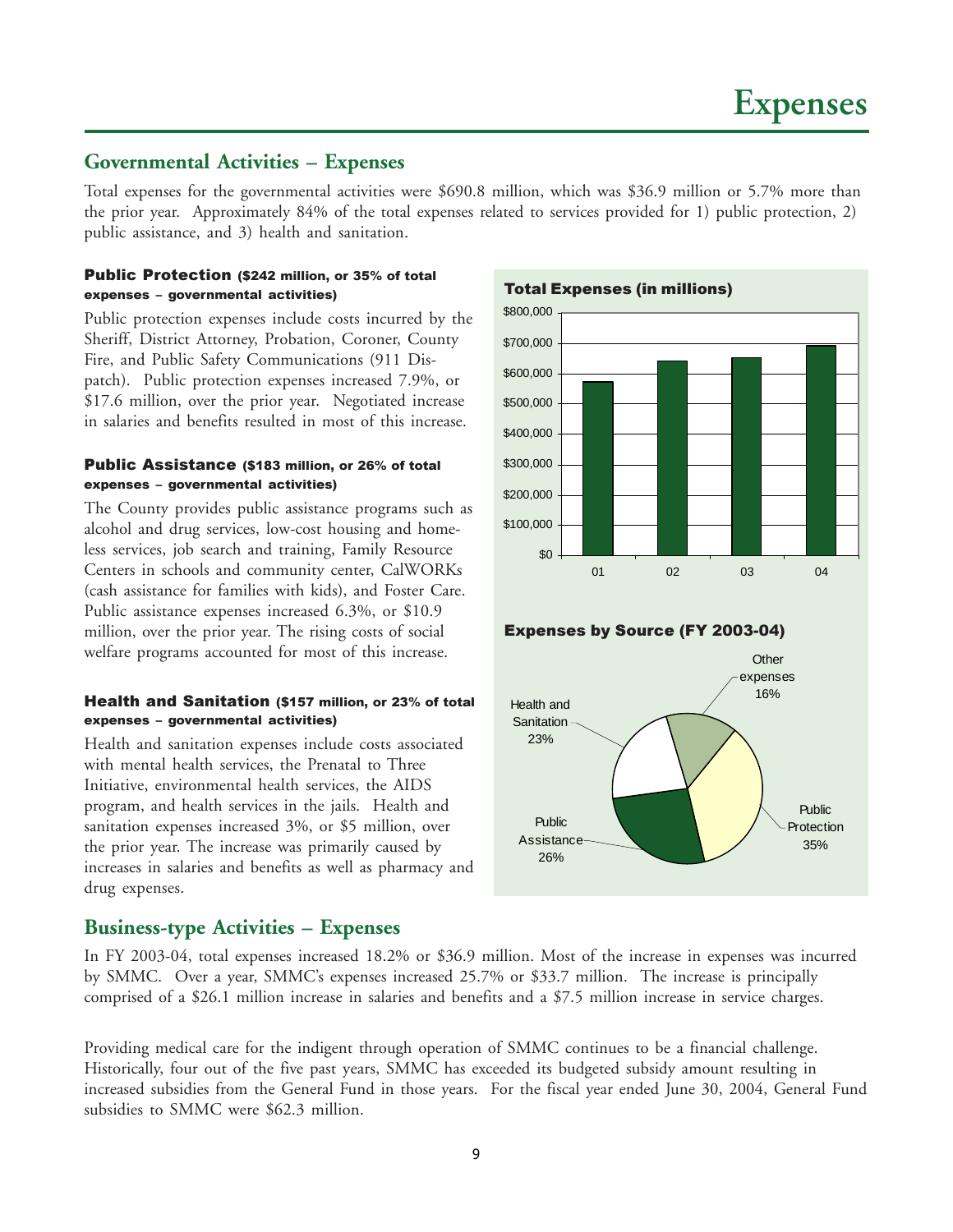# Expenses

## Governmental Activities – Expenses

Total expenses for the governmental activities were $690.8 million, which was $36.9 million or 5.7% more than the prior year. Approximately 84% of the total expenses related to services provided for 1) public protection, 2) public assistance, and 3) health and sanitation.

### Public Protection ($242 million, or 35% of total expenses – governmental activities)

Public protection expenses include costs incurred by the Sheriff, District Attorney, Probation, Coroner, County Fire, and Public Safety Communications (911 Dispatch). Public protection expenses increased 7.9%, or $17.6 million, over the prior year. Negotiated increase in salaries and benefits resulted in most of this increase.

### Public Assistance ($183 million, or 26% of total expenses – governmental activities)

The County provides public assistance programs such as alcohol and drug services, low-cost housing and homeless services, job search and training, Family Resource Centers in schools and community center, CalWORKs (cash assistance for families with kids), and Foster Care. Public assistance expenses increased 6.3%, or $10.9 million, over the prior year. The rising costs of social welfare programs accounted for most of this increase.

### Health and Sanitation ($157 million, or 23% of total expenses – governmental activities)

Health and sanitation expenses include costs associated with mental health services, the Prenatal to Three Initiative, environmental health services, the AIDS program, and health services in the jails. Health and sanitation expenses increased 3%, or $5 million, over the prior year. The increase was primarily caused by increases in salaries and benefits as well as pharmacy and drug expenses.

**Total Expenses (in millions)**

**Expenses by Source (FY 2003-04)**

| Source | Percent |
|---|---|
| Public Protection | 35% |
| Public Assistance | 26% |
| Health and Sanitation | 23% |
| Other expenses | 16% |

## Business-type Activities – Expenses

In FY 2003-04, total expenses increased 18.2% or $36.9 million. Most of the increase in expenses was incurred by SMMC. Over a year, SMMC's expenses increased 25.7% or $33.7 million. The increase is principally comprised of a $26.1 million increase in salaries and benefits and a $7.5 million increase in service charges.

Providing medical care for the indigent through operation of SMMC continues to be a financial challenge. Historically, four out of the five past years, SMMC has exceeded its budgeted subsidy amount resulting in increased subsidies from the General Fund in those years. For the fiscal year ended June 30, 2004, General Fund subsidies to SMMC were $62.3 million.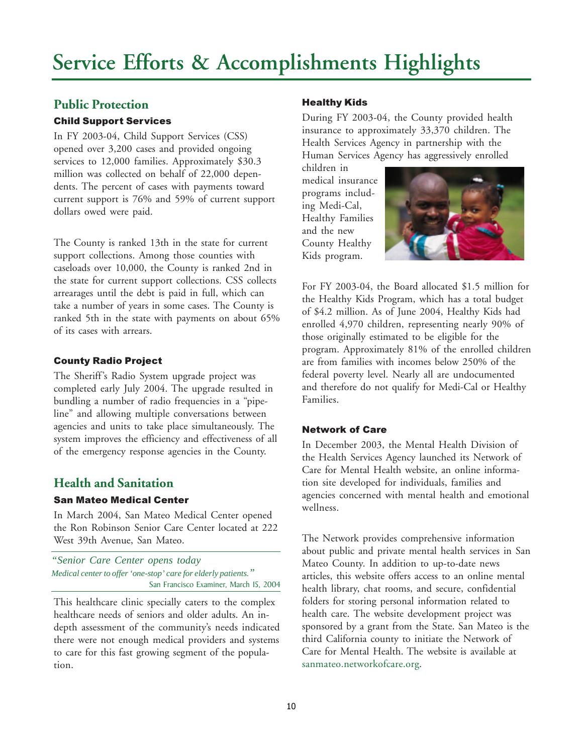# Service Efforts & Accomplishments Highlights

## Public Protection

### Child Support Services

In FY 2003-04, Child Support Services (CSS) opened over 3,200 cases and provided ongoing services to 12,000 families. Approximately $30.3 million was collected on behalf of 22,000 dependents. The percent of cases with payments toward current support is 76% and 59% of current support dollars owed were paid.

The County is ranked 13th in the state for current support collections. Among those counties with caseloads over 10,000, the County is ranked 2nd in the state for current support collections. CSS collects arrearages until the debt is paid in full, which can take a number of years in some cases. The County is ranked 5th in the state with payments on about 65% of its cases with arrears.

### County Radio Project

The Sheriff's Radio System upgrade project was completed early July 2004. The upgrade resulted in bundling a number of radio frequencies in a "pipeline" and allowing multiple conversations between agencies and units to take place simultaneously. The system improves the efficiency and effectiveness of all of the emergency response agencies in the County.

## Health and Sanitation

### San Mateo Medical Center

In March 2004, San Mateo Medical Center opened the Ron Robinson Senior Care Center located at 222 West 39th Avenue, San Mateo.

> *"Senior Care Center opens today*
> *Medical center to offer 'one-stop' care for elderly patients."*
> San Francisco Examiner, March 15, 2004

This healthcare clinic specially caters to the complex healthcare needs of seniors and older adults. An in-depth assessment of the community's needs indicated there were not enough medical providers and systems to care for this fast growing segment of the population.

### Healthy Kids

During FY 2003-04, the County provided health insurance to approximately 33,370 children. The Health Services Agency in partnership with the Human Services Agency has aggressively enrolled children in medical insurance programs including Medi-Cal, Healthy Families and the new County Healthy Kids program.

For FY 2003-04, the Board allocated $1.5 million for the Healthy Kids Program, which has a total budget of $4.2 million. As of June 2004, Healthy Kids had enrolled 4,970 children, representing nearly 90% of those originally estimated to be eligible for the program. Approximately 81% of the enrolled children are from families with incomes below 250% of the federal poverty level. Nearly all are undocumented and therefore do not qualify for Medi-Cal or Healthy Families.

### Network of Care

In December 2003, the Mental Health Division of the Health Services Agency launched its Network of Care for Mental Health website, an online information site developed for individuals, families and agencies concerned with mental health and emotional wellness.

The Network provides comprehensive information about public and private mental health services in San Mateo County. In addition to up-to-date news articles, this website offers access to an online mental health library, chat rooms, and secure, confidential folders for storing personal information related to health care. The website development project was sponsored by a grant from the State. San Mateo is the third California county to initiate the Network of Care for Mental Health. The website is available at sanmateo.networkofcare.org.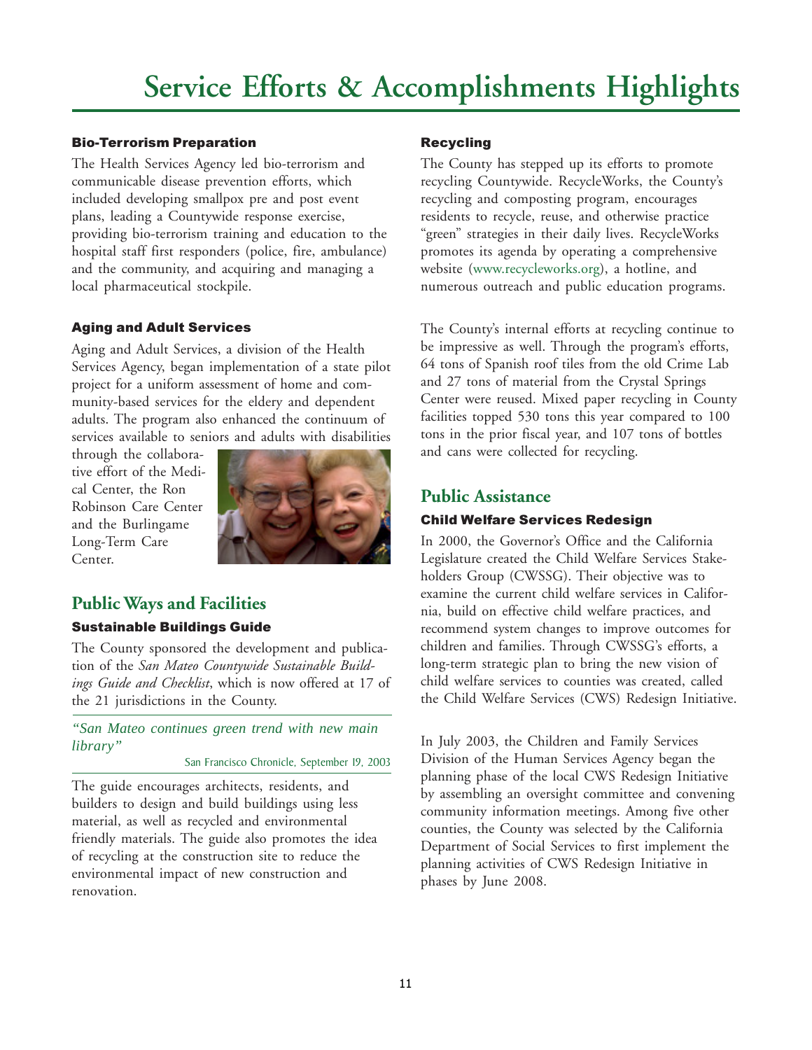# Service Efforts & Accomplishments Highlights

#### Bio-Terrorism Preparation

The Health Services Agency led bio-terrorism and communicable disease prevention efforts, which included developing smallpox pre and post event plans, leading a Countywide response exercise, providing bio-terrorism training and education to the hospital staff first responders (police, fire, ambulance) and the community, and acquiring and managing a local pharmaceutical stockpile.

#### Aging and Adult Services

Aging and Adult Services, a division of the Health Services Agency, began implementation of a state pilot project for a uniform assessment of home and community-based services for the eldery and dependent adults. The program also enhanced the continuum of services available to seniors and adults with disabilities through the collaborative effort of the Medical Center, the Ron Robinson Care Center and the Burlingame Long-Term Care Center.

## Public Ways and Facilities

#### Sustainable Buildings Guide

The County sponsored the development and publication of the *San Mateo Countywide Sustainable Buildings Guide and Checklist*, which is now offered at 17 of the 21 jurisdictions in the County.

> *"San Mateo continues green trend with new main library"*
>
> San Francisco Chronicle, September 19, 2003

The guide encourages architects, residents, and builders to design and build buildings using less material, as well as recycled and environmental friendly materials. The guide also promotes the idea of recycling at the construction site to reduce the environmental impact of new construction and renovation.

#### Recycling

The County has stepped up its efforts to promote recycling Countywide. RecycleWorks, the County's recycling and composting program, encourages residents to recycle, reuse, and otherwise practice "green" strategies in their daily lives. RecycleWorks promotes its agenda by operating a comprehensive website (www.recycleworks.org), a hotline, and numerous outreach and public education programs.

The County's internal efforts at recycling continue to be impressive as well. Through the program's efforts, 64 tons of Spanish roof tiles from the old Crime Lab and 27 tons of material from the Crystal Springs Center were reused. Mixed paper recycling in County facilities topped 530 tons this year compared to 100 tons in the prior fiscal year, and 107 tons of bottles and cans were collected for recycling.

## Public Assistance

#### Child Welfare Services Redesign

In 2000, the Governor's Office and the California Legislature created the Child Welfare Services Stakeholders Group (CWSSG). Their objective was to examine the current child welfare services in California, build on effective child welfare practices, and recommend system changes to improve outcomes for children and families. Through CWSSG's efforts, a long-term strategic plan to bring the new vision of child welfare services to counties was created, called the Child Welfare Services (CWS) Redesign Initiative.

In July 2003, the Children and Family Services Division of the Human Services Agency began the planning phase of the local CWS Redesign Initiative by assembling an oversight committee and convening community information meetings. Among five other counties, the County was selected by the California Department of Social Services to first implement the planning activities of CWS Redesign Initiative in phases by June 2008.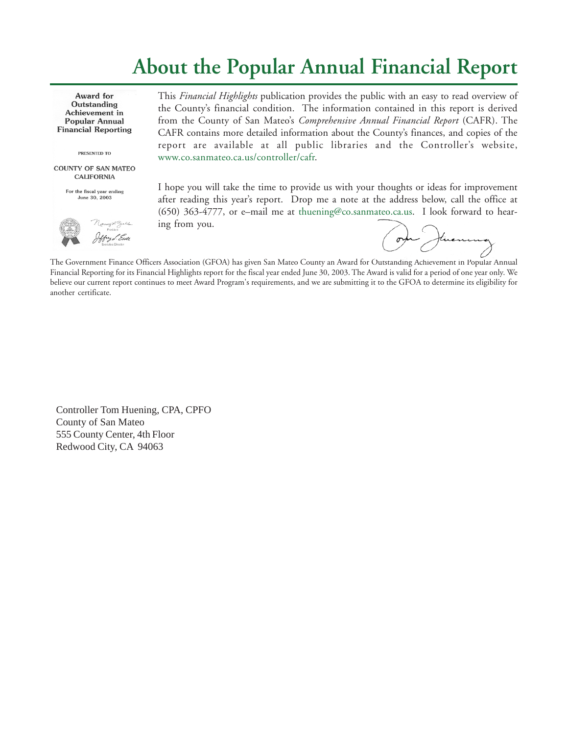# About the Popular Annual Financial Report

Award for Outstanding Achievement in Popular Annual Financial Reporting

PRESENTED TO

COUNTY OF SAN MATEO CALIFORNIA

For the fiscal year ending June 30, 2003

President

Executive Director

This *Financial Highlights* publication provides the public with an easy to read overview of the County's financial condition. The information contained in this report is derived from the County of San Mateo's *Comprehensive Annual Financial Report* (CAFR). The CAFR contains more detailed information about the County's finances, and copies of the report are available at all public libraries and the Controller's website, www.co.sanmateo.ca.us/controller/cafr.

I hope you will take the time to provide us with your thoughts or ideas for improvement after reading this year's report. Drop me a note at the address below, call the office at (650) 363-4777, or e–mail me at thuening@co.sanmateo.ca.us. I look forward to hearing from you.

The Government Finance Officers Association (GFOA) has given San Mateo County an Award for Outstanding Achievement in Popular Annual Financial Reporting for its Financial Highlights report for the fiscal year ended June 30, 2003. The Award is valid for a period of one year only. We believe our current report continues to meet Award Program's requirements, and we are submitting it to the GFOA to determine its eligibility for another certificate.

Controller Tom Huening, CPA, CPFO
County of San Mateo
555 County Center, 4th Floor
Redwood City, CA 94063